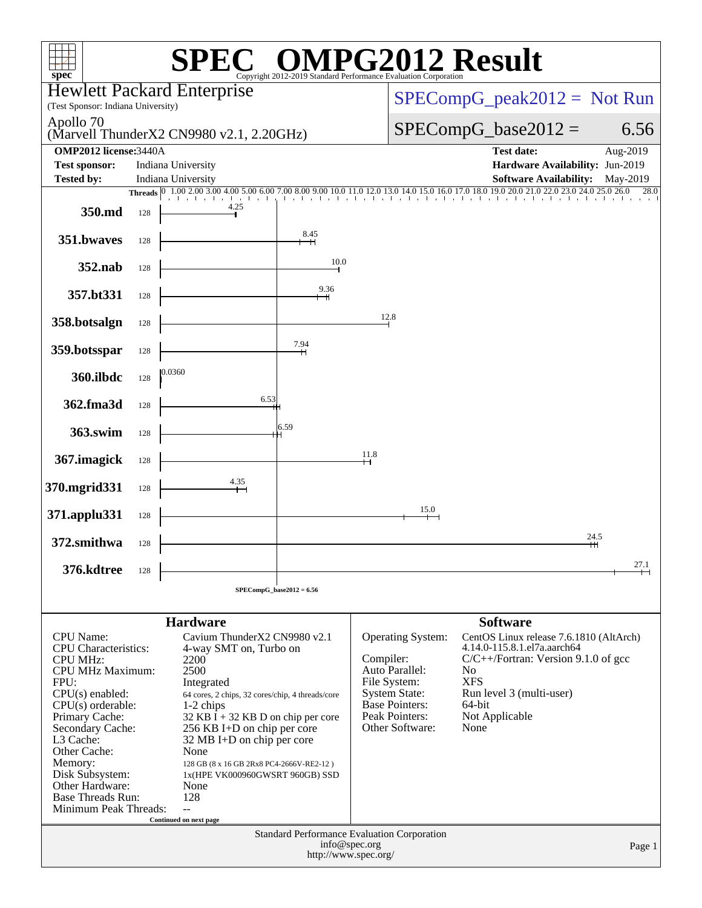# SPEC OMPG2012 Result

Copyright 2012-2019 Standard Performance Evaluation Corporation

**Hewlett Packard Enterprise**
(Test Sponsor: Indiana University)

**Apollo 70**
(Marvell ThunderX2 CN9980 v2.1, 2.20GHz)

SPECompG_peak2012 = Not Run

SPECompG_base2012 = 6.56

| | | | |
|---|---|---|---|
| **OMP2012 license:** | 3440A | **Test date:** | Aug-2019 |
| **Test sponsor:** | Indiana University | **Hardware Availability:** | Jun-2019 |
| **Tested by:** | Indiana University | **Software Availability:** | May-2019 |

| Benchmark | Threads | Base Ratio |
|---|---|---|
| 350.md | 128 | 4.25 |
| 351.bwaves | 128 | 8.45 |
| 352.nab | 128 | 10.0 |
| 357.bt331 | 128 | 9.36 |
| 358.botsalgn | 128 | 12.8 |
| 359.botsspar | 128 | 7.94 |
| 360.ilbdc | 128 | 0.0360 |
| 362.fma3d | 128 | 6.53 |
| 363.swim | 128 | 6.59 |
| 367.imagick | 128 | 11.8 |
| 370.mgrid331 | 128 | 4.35 |
| 371.applu331 | 128 | 15.0 |
| 372.smithwa | 128 | 24.5 |
| 376.kdtree | 128 | 27.1 |

SPECompG_base2012 = 6.56

## Hardware

| | |
|---|---|
| CPU Name: | Cavium ThunderX2 CN9980 v2.1 |
| CPU Characteristics: | 4-way SMT on, Turbo on |
| CPU MHz: | 2200 |
| CPU MHz Maximum: | 2500 |
| FPU: | Integrated |
| CPU(s) enabled: | 64 cores, 2 chips, 32 cores/chip, 4 threads/core |
| CPU(s) orderable: | 1-2 chips |
| Primary Cache: | 32 KB I + 32 KB D on chip per core |
| Secondary Cache: | 256 KB I+D on chip per core |
| L3 Cache: | 32 MB I+D on chip per core |
| Other Cache: | None |
| Memory: | 128 GB (8 x 16 GB 2Rx8 PC4-2666V-RE2-12 ) |
| Disk Subsystem: | 1x(HPE VK000960GWSRT 960GB) SSD |
| Other Hardware: | None |
| Base Threads Run: | 128 |
| Minimum Peak Threads: | -- |

Continued on next page

## Software

| | |
|---|---|
| Operating System: | CentOS Linux release 7.6.1810 (AltArch) 4.14.0-115.8.1.el7a.aarch64 |
| Compiler: | C/C++/Fortran: Version 9.1.0 of gcc |
| Auto Parallel: | No |
| File System: | XFS |
| System State: | Run level 3 (multi-user) |
| Base Pointers: | 64-bit |
| Peak Pointers: | Not Applicable |
| Other Software: | None |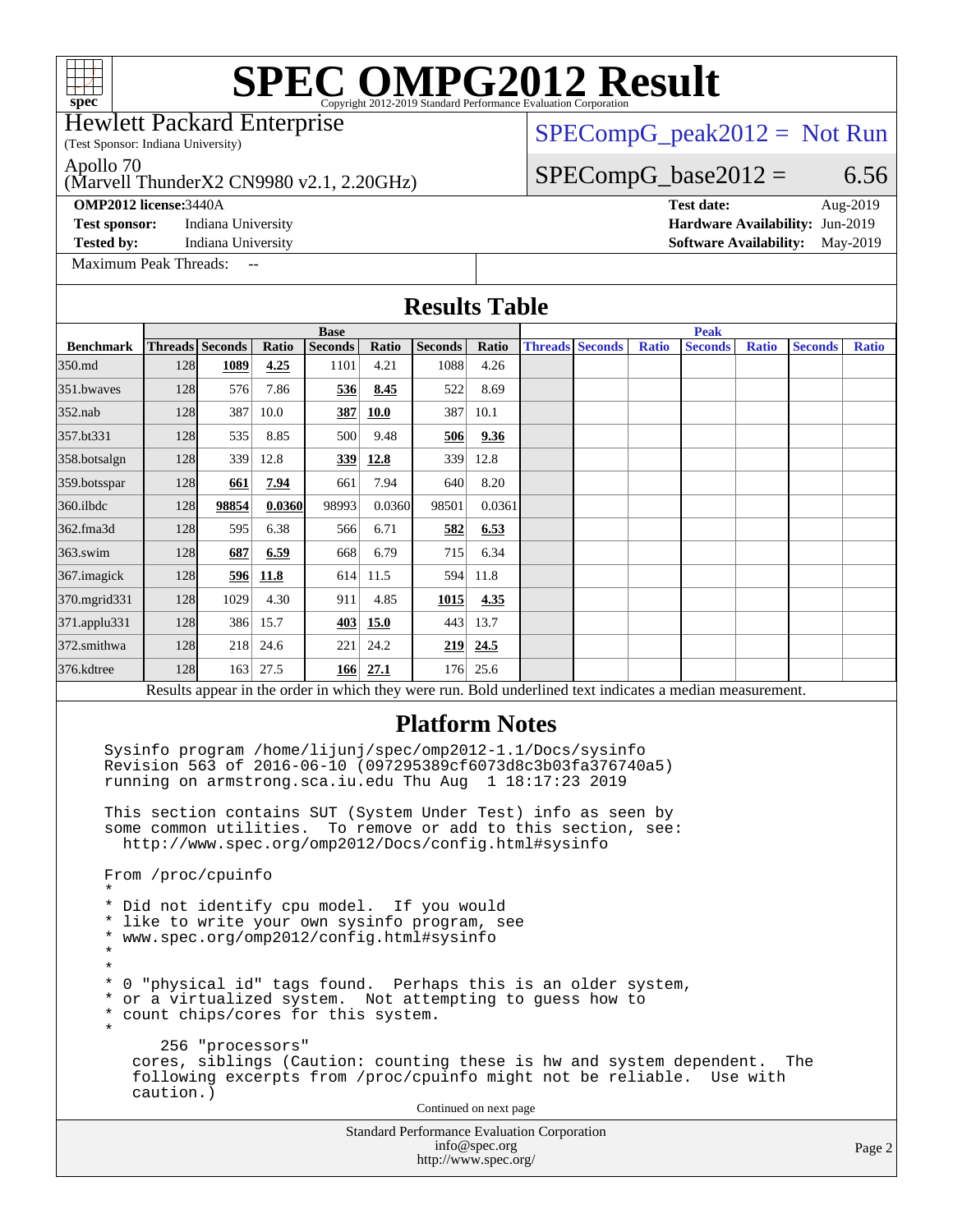# SPEC OMPG2012 Result

Copyright 2012-2019 Standard Performance Evaluation Corporation

Hewlett Packard Enterprise
(Test Sponsor: Indiana University)

Apollo 70
(Marvell ThunderX2 CN9980 v2.1, 2.20GHz)

SPECompG_peak2012 = Not Run

SPECompG_base2012 = 6.56

**OMP2012 license:** 3440A
**Test sponsor:** Indiana University
**Tested by:** Indiana University

**Test date:** Aug-2019
**Hardware Availability:** Jun-2019
**Software Availability:** May-2019

Maximum Peak Threads: --

## Results Table

| Benchmark | Base | | | | | | | Peak | | | | | | |
|---|---|---|---|---|---|---|---|---|---|---|---|---|---|---|
| | Threads | Seconds | Ratio | Seconds | Ratio | Seconds | Ratio | Threads | Seconds | Ratio | Seconds | Ratio | Seconds | Ratio |
| 350.md | 128 | **1089** | **4.25** | 1101 | 4.21 | 1088 | 4.26 | | | | | | | |
| 351.bwaves | 128 | 576 | 7.86 | **536** | **8.45** | 522 | 8.69 | | | | | | | |
| 352.nab | 128 | 387 | 10.0 | **387** | **10.0** | 387 | 10.1 | | | | | | | |
| 357.bt331 | 128 | 535 | 8.85 | 500 | 9.48 | **506** | **9.36** | | | | | | | |
| 358.botsalgn | 128 | 339 | 12.8 | **339** | **12.8** | 339 | 12.8 | | | | | | | |
| 359.botsspar | 128 | **661** | **7.94** | 661 | 7.94 | 640 | 8.20 | | | | | | | |
| 360.ilbdc | 128 | **98854** | **0.0360** | 98993 | 0.0360 | 98501 | 0.0361 | | | | | | | |
| 362.fma3d | 128 | 595 | 6.38 | 566 | 6.71 | **582** | **6.53** | | | | | | | |
| 363.swim | 128 | **687** | **6.59** | 668 | 6.79 | 715 | 6.34 | | | | | | | |
| 367.imagick | 128 | **596** | **11.8** | 614 | 11.5 | 594 | 11.8 | | | | | | | |
| 370.mgrid331 | 128 | 1029 | 4.30 | 911 | 4.85 | **1015** | **4.35** | | | | | | | |
| 371.applu331 | 128 | 386 | 15.7 | **403** | **15.0** | 443 | 13.7 | | | | | | | |
| 372.smithwa | 128 | 218 | 24.6 | 221 | 24.2 | **219** | **24.5** | | | | | | | |
| 376.kdtree | 128 | 163 | 27.5 | **166** | **27.1** | 176 | 25.6 | | | | | | | |

Results appear in the order in which they were run. Bold underlined text indicates a median measurement.

## Platform Notes

```
Sysinfo program /home/lijunj/spec/omp2012-1.1/Docs/sysinfo
Revision 563 of 2016-06-10 (097295389cf6073d8c3b03fa376740a5)
running on armstrong.sca.iu.edu Thu Aug  1 18:17:23 2019

This section contains SUT (System Under Test) info as seen by
some common utilities.  To remove or add to this section, see:
  http://www.spec.org/omp2012/Docs/config.html#sysinfo

From /proc/cpuinfo
*
* Did not identify cpu model.  If you would
* like to write your own sysinfo program, see
* www.spec.org/omp2012/config.html#sysinfo
*
*
* 0 "physical id" tags found.  Perhaps this is an older system,
* or a virtualized system.  Not attempting to guess how to
* count chips/cores for this system.
*
      256 "processors"
    cores, siblings (Caution: counting these is hw and system dependent.  The
    following excerpts from /proc/cpuinfo might not be reliable.  Use with
    caution.)
```

Continued on next page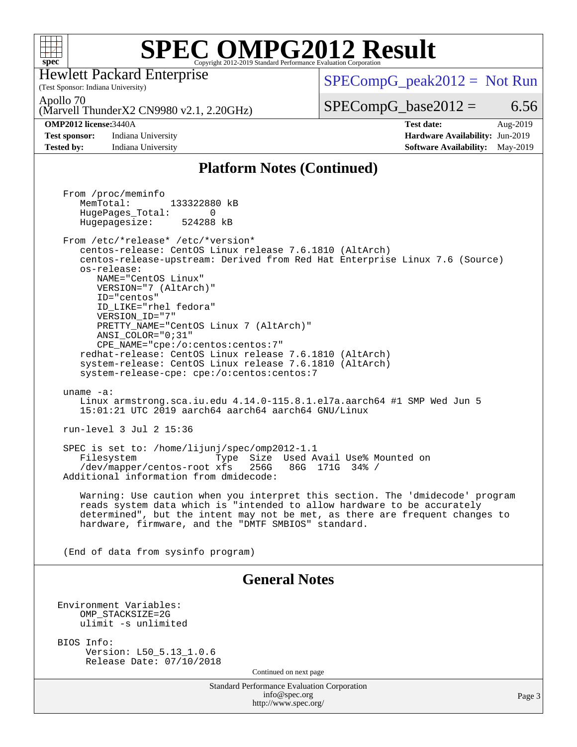# SPEC OMPG2012 Result

Copyright 2012-2019 Standard Performance Evaluation Corporation

Hewlett Packard Enterprise
(Test Sponsor: Indiana University)

Apollo 70
(Marvell ThunderX2 CN9980 v2.1, 2.20GHz)

SPECompG_peak2012 = Not Run

SPECompG_base2012 = 6.56

**OMP2012 license:** 3440A
**Test sponsor:** Indiana University
**Tested by:** Indiana University

**Test date:** Aug-2019
**Hardware Availability:** Jun-2019
**Software Availability:** May-2019

## Platform Notes (Continued)

```
From /proc/meminfo
   MemTotal:       133322880 kB
   HugePages_Total:       0
   Hugepagesize:     524288 kB

From /etc/*release* /etc/*version*
   centos-release: CentOS Linux release 7.6.1810 (AltArch)
   centos-release-upstream: Derived from Red Hat Enterprise Linux 7.6 (Source)
   os-release:
      NAME="CentOS Linux"
      VERSION="7 (AltArch)"
      ID="centos"
      ID_LIKE="rhel fedora"
      VERSION_ID="7"
      PRETTY_NAME="CentOS Linux 7 (AltArch)"
      ANSI_COLOR="0;31"
      CPE_NAME="cpe:/o:centos:centos:7"
   redhat-release: CentOS Linux release 7.6.1810 (AltArch)
   system-release: CentOS Linux release 7.6.1810 (AltArch)
   system-release-cpe: cpe:/o:centos:centos:7

uname -a:
   Linux armstrong.sca.iu.edu 4.14.0-115.8.1.el7a.aarch64 #1 SMP Wed Jun 5
   15:01:21 UTC 2019 aarch64 aarch64 aarch64 GNU/Linux

run-level 3 Jul 2 15:36

SPEC is set to: /home/lijunj/spec/omp2012-1.1
   Filesystem              Type  Size  Used Avail Use% Mounted on
   /dev/mapper/centos-root xfs   256G   86G  171G  34% /
Additional information from dmidecode:

   Warning: Use caution when you interpret this section. The 'dmidecode' program
   reads system data which is "intended to allow hardware to be accurately
   determined", but the intent may not be met, as there are frequent changes to
   hardware, firmware, and the "DMTF SMBIOS" standard.


(End of data from sysinfo program)
```

## General Notes

```
Environment Variables:
    OMP_STACKSIZE=2G
    ulimit -s unlimited

BIOS Info:
     Version: L50_5.13_1.0.6
     Release Date: 07/10/2018
```

Continued on next page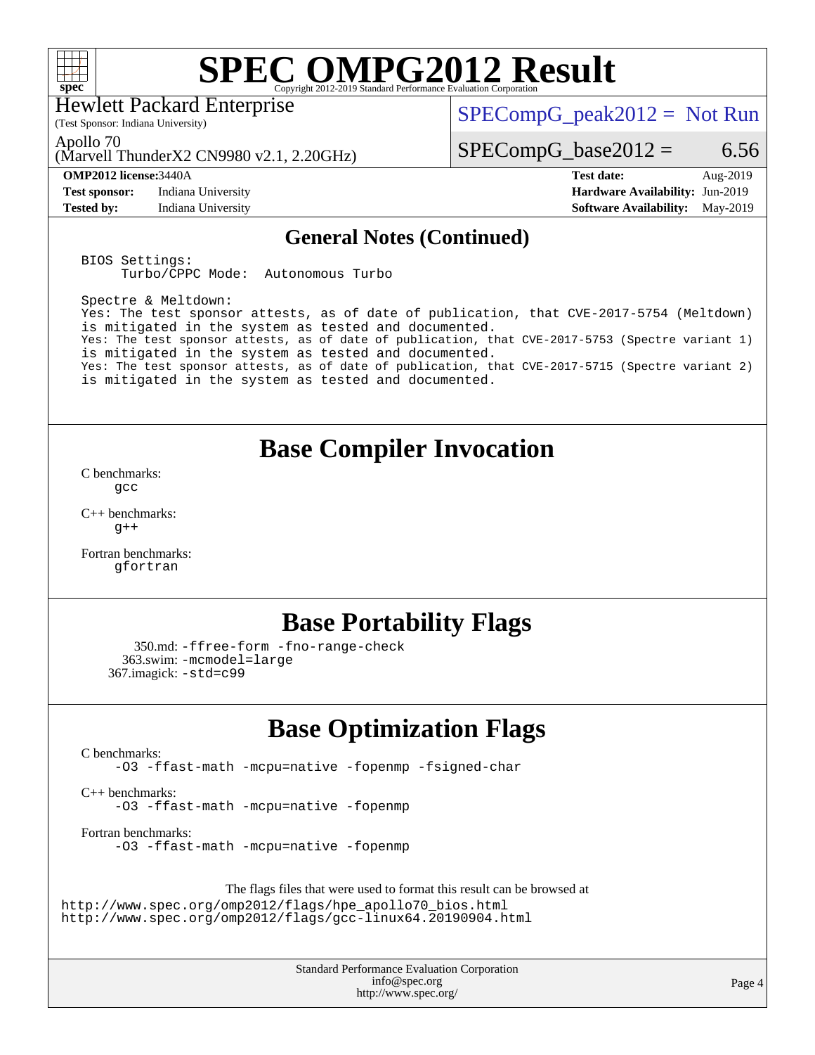## General Notes (Continued)

```
BIOS Settings:
      Turbo/CPPC Mode:  Autonomous Turbo

Spectre & Meltdown:
Yes: The test sponsor attests, as of date of publication, that CVE-2017-5754 (Meltdown)
is mitigated in the system as tested and documented.
Yes: The test sponsor attests, as of date of publication, that CVE-2017-5753 (Spectre variant 1)
is mitigated in the system as tested and documented.
Yes: The test sponsor attests, as of date of publication, that CVE-2017-5715 (Spectre variant 2)
is mitigated in the system as tested and documented.
```

# Base Compiler Invocation

C benchmarks:
 gcc

C++ benchmarks:
 g++

Fortran benchmarks:
 gfortran

# Base Portability Flags

350.md: -ffree-form -fno-range-check
363.swim: -mcmodel=large
367.imagick: -std=c99

# Base Optimization Flags

C benchmarks:
 -O3 -ffast-math -mcpu=native -fopenmp -fsigned-char

C++ benchmarks:
 -O3 -ffast-math -mcpu=native -fopenmp

Fortran benchmarks:
 -O3 -ffast-math -mcpu=native -fopenmp

The flags files that were used to format this result can be browsed at
http://www.spec.org/omp2012/flags/hpe_apollo70_bios.html
http://www.spec.org/omp2012/flags/gcc-linux64.20190904.html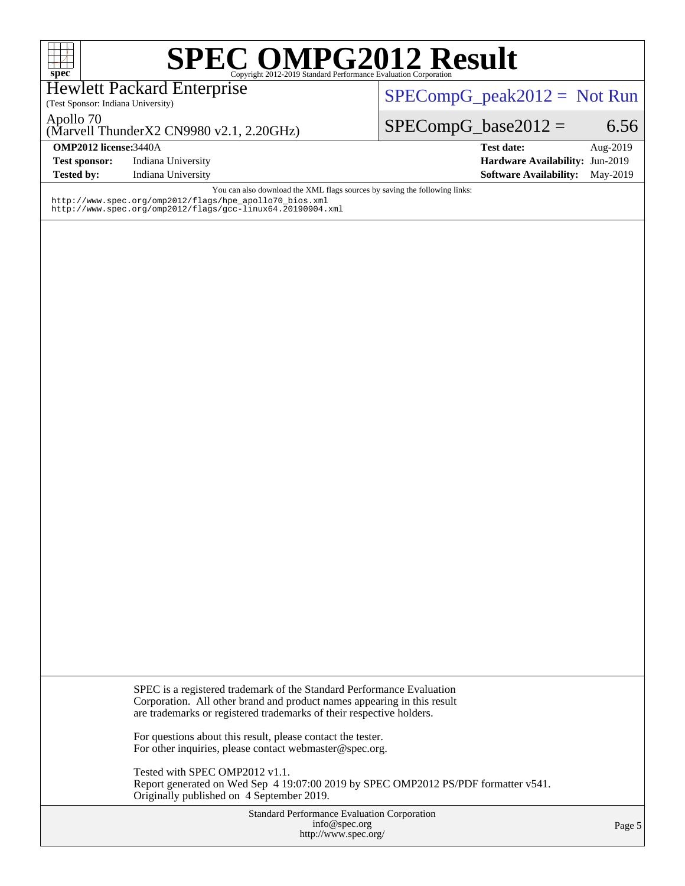# SPEC OMPG2012 Result

Copyright 2012-2019 Standard Performance Evaluation Corporation

Hewlett Packard Enterprise
(Test Sponsor: Indiana University)

Apollo 70
(Marvell ThunderX2 CN9980 v2.1, 2.20GHz)

SPECompG_peak2012 = Not Run

SPECompG_base2012 = 6.56

| | | | |
|---|---|---|---|
| **OMP2012 license:** 3440A | | **Test date:** | Aug-2019 |
| **Test sponsor:** | Indiana University | **Hardware Availability:** | Jun-2019 |
| **Tested by:** | Indiana University | **Software Availability:** | May-2019 |

You can also download the XML flags sources by saving the following links:

```
http://www.spec.org/omp2012/flags/hpe_apollo70_bios.xml
http://www.spec.org/omp2012/flags/gcc-linux64.20190904.xml
```

SPEC is a registered trademark of the Standard Performance Evaluation Corporation. All other brand and product names appearing in this result are trademarks or registered trademarks of their respective holders.

For questions about this result, please contact the tester.
For other inquiries, please contact webmaster@spec.org.

Tested with SPEC OMP2012 v1.1.
Report generated on Wed Sep 4 19:07:00 2019 by SPEC OMP2012 PS/PDF formatter v541.
Originally published on 4 September 2019.

Standard Performance Evaluation Corporation
info@spec.org
http://www.spec.org/